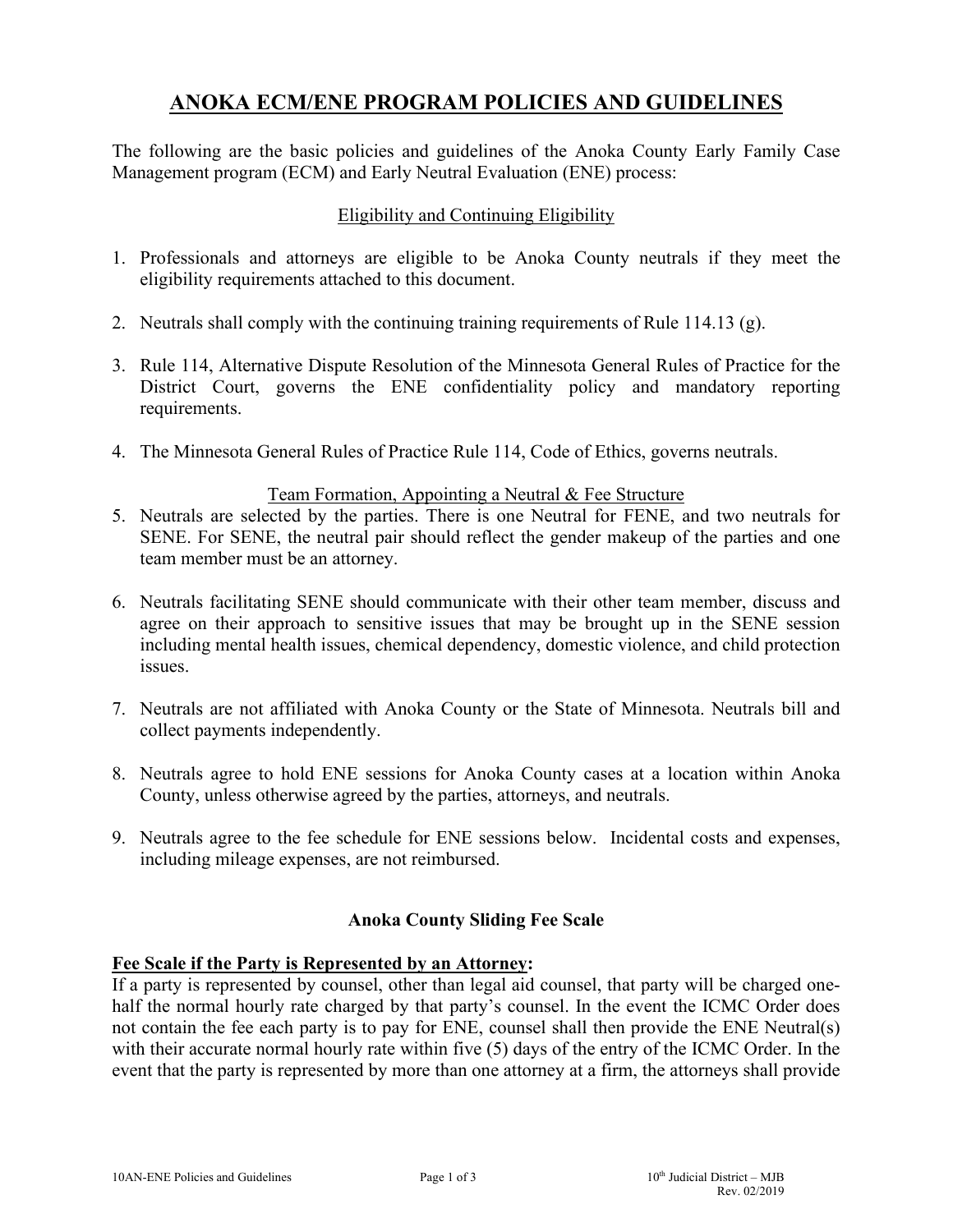# ANOKA ECM/ENE PROGRAM POLICIES AND GUIDELINES

The following are the basic policies and guidelines of the Anoka County Early Family Case Management program (ECM) and Early Neutral Evaluation (ENE) process:

## Eligibility and Continuing Eligibility

1. Professionals and attorneys are eligible to be Anoka County neutrals if they meet the eligibility requirements attached to this document.
2. Neutrals shall comply with the continuing training requirements of Rule 114.13 (g).
3. Rule 114, Alternative Dispute Resolution of the Minnesota General Rules of Practice for the District Court, governs the ENE confidentiality policy and mandatory reporting requirements.
4. The Minnesota General Rules of Practice Rule 114, Code of Ethics, governs neutrals.

## Team Formation, Appointing a Neutral & Fee Structure

5. Neutrals are selected by the parties. There is one Neutral for FENE, and two neutrals for SENE. For SENE, the neutral pair should reflect the gender makeup of the parties and one team member must be an attorney.
6. Neutrals facilitating SENE should communicate with their other team member, discuss and agree on their approach to sensitive issues that may be brought up in the SENE session including mental health issues, chemical dependency, domestic violence, and child protection issues.
7. Neutrals are not affiliated with Anoka County or the State of Minnesota. Neutrals bill and collect payments independently.
8. Neutrals agree to hold ENE sessions for Anoka County cases at a location within Anoka County, unless otherwise agreed by the parties, attorneys, and neutrals.
9. Neutrals agree to the fee schedule for ENE sessions below. Incidental costs and expenses, including mileage expenses, are not reimbursed.

## Anoka County Sliding Fee Scale

**Fee Scale if the Party is Represented by an Attorney:**

If a party is represented by counsel, other than legal aid counsel, that party will be charged one-half the normal hourly rate charged by that party's counsel. In the event the ICMC Order does not contain the fee each party is to pay for ENE, counsel shall then provide the ENE Neutral(s) with their accurate normal hourly rate within five (5) days of the entry of the ICMC Order. In the event that the party is represented by more than one attorney at a firm, the attorneys shall provide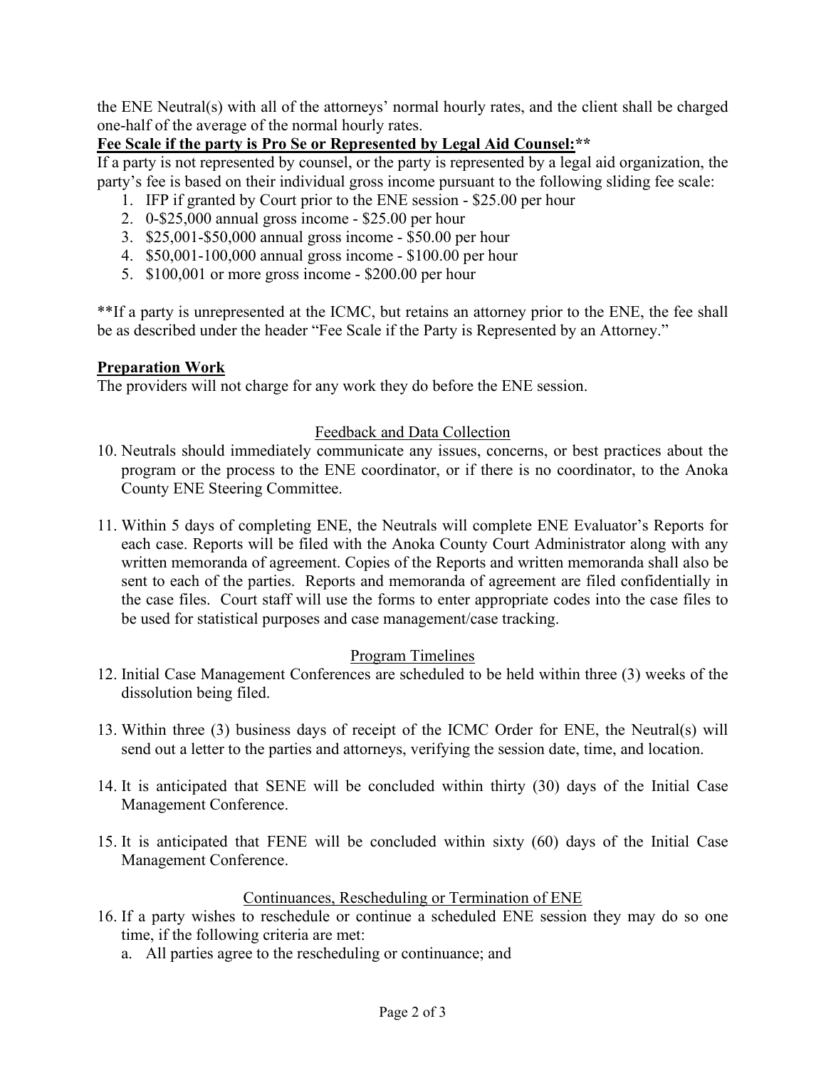the ENE Neutral(s) with all of the attorneys' normal hourly rates, and the client shall be charged one-half of the average of the normal hourly rates.

**Fee Scale if the party is Pro Se or Represented by Legal Aid Counsel:****

If a party is not represented by counsel, or the party is represented by a legal aid organization, the party's fee is based on their individual gross income pursuant to the following sliding fee scale:

1. IFP if granted by Court prior to the ENE session - $25.00 per hour
2. 0-$25,000 annual gross income - $25.00 per hour
3. $25,001-$50,000 annual gross income - $50.00 per hour
4. $50,001-100,000 annual gross income - $100.00 per hour
5. $100,001 or more gross income - $200.00 per hour

**If a party is unrepresented at the ICMC, but retains an attorney prior to the ENE, the fee shall be as described under the header "Fee Scale if the Party is Represented by an Attorney."

**Preparation Work**

The providers will not charge for any work they do before the ENE session.

Feedback and Data Collection

10. Neutrals should immediately communicate any issues, concerns, or best practices about the program or the process to the ENE coordinator, or if there is no coordinator, to the Anoka County ENE Steering Committee.

11. Within 5 days of completing ENE, the Neutrals will complete ENE Evaluator's Reports for each case. Reports will be filed with the Anoka County Court Administrator along with any written memoranda of agreement. Copies of the Reports and written memoranda shall also be sent to each of the parties. Reports and memoranda of agreement are filed confidentially in the case files. Court staff will use the forms to enter appropriate codes into the case files to be used for statistical purposes and case management/case tracking.

Program Timelines

12. Initial Case Management Conferences are scheduled to be held within three (3) weeks of the dissolution being filed.

13. Within three (3) business days of receipt of the ICMC Order for ENE, the Neutral(s) will send out a letter to the parties and attorneys, verifying the session date, time, and location.

14. It is anticipated that SENE will be concluded within thirty (30) days of the Initial Case Management Conference.

15. It is anticipated that FENE will be concluded within sixty (60) days of the Initial Case Management Conference.

Continuances, Rescheduling or Termination of ENE

16. If a party wishes to reschedule or continue a scheduled ENE session they may do so one time, if the following criteria are met:
    a. All parties agree to the rescheduling or continuance; and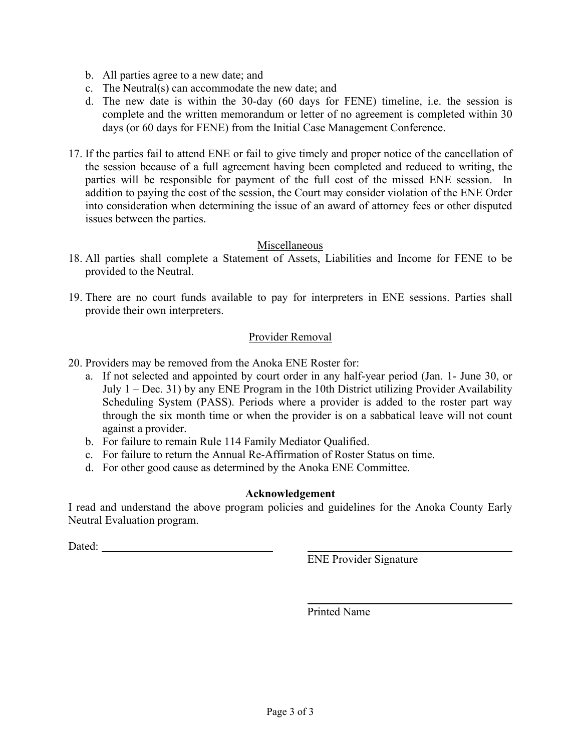b. All parties agree to a new date; and
c. The Neutral(s) can accommodate the new date; and
d. The new date is within the 30-day (60 days for FENE) timeline, i.e. the session is complete and the written memorandum or letter of no agreement is completed within 30 days (or 60 days for FENE) from the Initial Case Management Conference.

17. If the parties fail to attend ENE or fail to give timely and proper notice of the cancellation of the session because of a full agreement having been completed and reduced to writing, the parties will be responsible for payment of the full cost of the missed ENE session. In addition to paying the cost of the session, the Court may consider violation of the ENE Order into consideration when determining the issue of an award of attorney fees or other disputed issues between the parties.

## Miscellaneous

18. All parties shall complete a Statement of Assets, Liabilities and Income for FENE to be provided to the Neutral.

19. There are no court funds available to pay for interpreters in ENE sessions. Parties shall provide their own interpreters.

## Provider Removal

20. Providers may be removed from the Anoka ENE Roster for:
    a. If not selected and appointed by court order in any half-year period (Jan. 1- June 30, or July 1 – Dec. 31) by any ENE Program in the 10th District utilizing Provider Availability Scheduling System (PASS). Periods where a provider is added to the roster part way through the six month time or when the provider is on a sabbatical leave will not count against a provider.
    b. For failure to remain Rule 114 Family Mediator Qualified.
    c. For failure to return the Annual Re-Affirmation of Roster Status on time.
    d. For other good cause as determined by the Anoka ENE Committee.

**Acknowledgement**

I read and understand the above program policies and guidelines for the Anoka County Early Neutral Evaluation program.

Dated: ______________________________

______________________________
ENE Provider Signature

______________________________
Printed Name